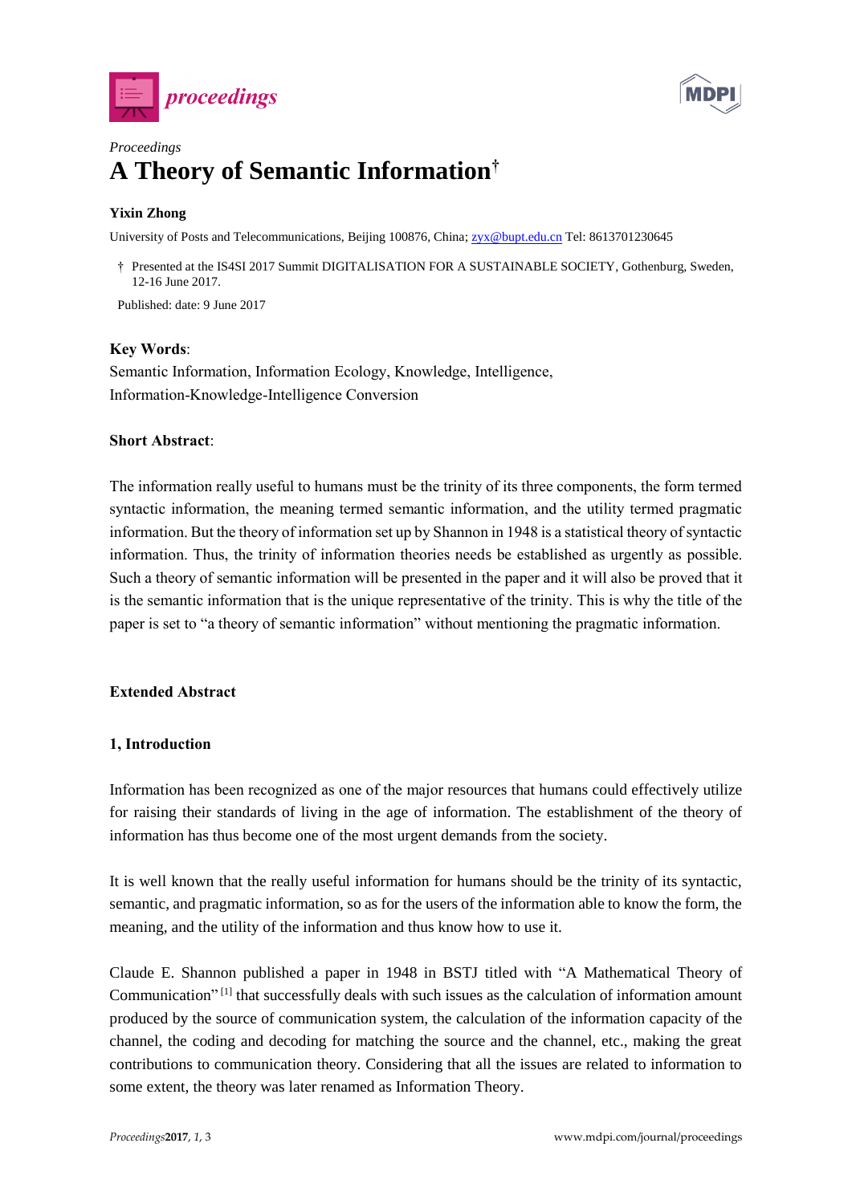*Proceedings*

# A Theory of Semantic Information†

**Yixin Zhong**

University of Posts and Telecommunications, Beijing 100876, China; zyx@bupt.edu.cn Tel: 8613701230645

† Presented at the IS4SI 2017 Summit DIGITALISATION FOR A SUSTAINABLE SOCIETY, Gothenburg, Sweden, 12-16 June 2017.

Published: date: 9 June 2017

**Key Words**:
Semantic Information, Information Ecology, Knowledge, Intelligence, Information-Knowledge-Intelligence Conversion

**Short Abstract**:

The information really useful to humans must be the trinity of its three components, the form termed syntactic information, the meaning termed semantic information, and the utility termed pragmatic information. But the theory of information set up by Shannon in 1948 is a statistical theory of syntactic information. Thus, the trinity of information theories needs be established as urgently as possible. Such a theory of semantic information will be presented in the paper and it will also be proved that it is the semantic information that is the unique representative of the trinity. This is why the title of the paper is set to "a theory of semantic information" without mentioning the pragmatic information.

## Extended Abstract

### 1, Introduction

Information has been recognized as one of the major resources that humans could effectively utilize for raising their standards of living in the age of information. The establishment of the theory of information has thus become one of the most urgent demands from the society.

It is well known that the really useful information for humans should be the trinity of its syntactic, semantic, and pragmatic information, so as for the users of the information able to know the form, the meaning, and the utility of the information and thus know how to use it.

Claude E. Shannon published a paper in 1948 in BSTJ titled with "A Mathematical Theory of Communication" [1] that successfully deals with such issues as the calculation of information amount produced by the source of communication system, the calculation of the information capacity of the channel, the coding and decoding for matching the source and the channel, etc., making the great contributions to communication theory. Considering that all the issues are related to information to some extent, the theory was later renamed as Information Theory.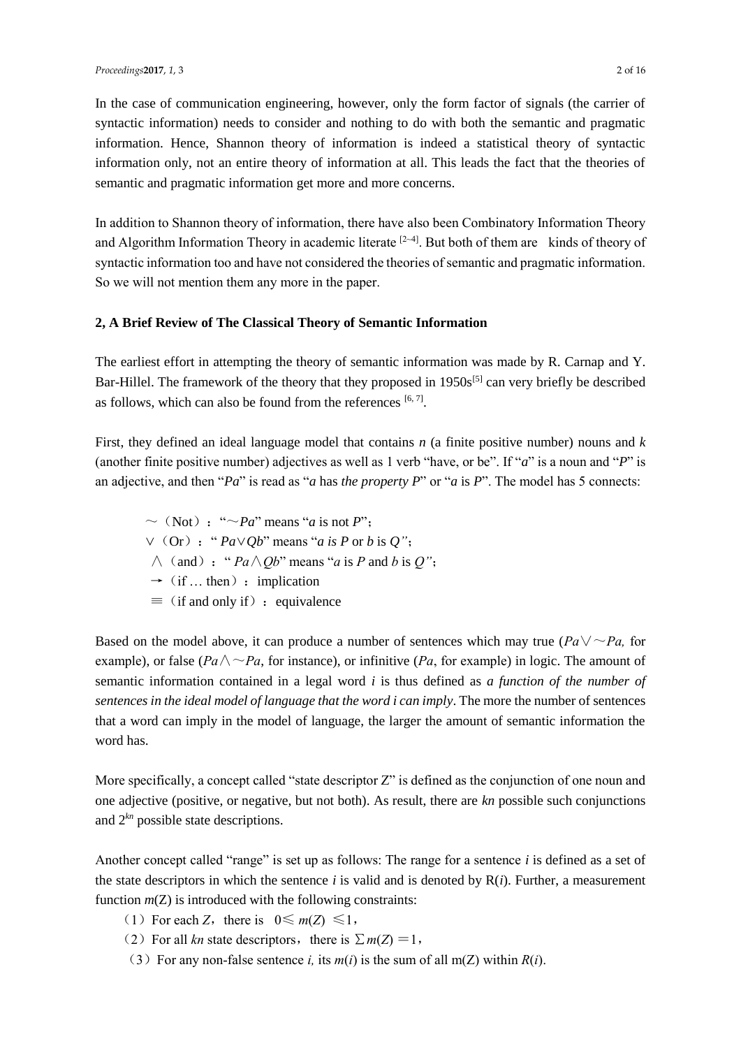In the case of communication engineering, however, only the form factor of signals (the carrier of syntactic information) needs to consider and nothing to do with both the semantic and pragmatic information. Hence, Shannon theory of information is indeed a statistical theory of syntactic information only, not an entire theory of information at all. This leads the fact that the theories of semantic and pragmatic information get more and more concerns.

In addition to Shannon theory of information, there have also been Combinatory Information Theory and Algorithm Information Theory in academic literate [2~4]. But both of them are kinds of theory of syntactic information too and have not considered the theories of semantic and pragmatic information. So we will not mention them any more in the paper.

## 2, A Brief Review of The Classical Theory of Semantic Information

The earliest effort in attempting the theory of semantic information was made by R. Carnap and Y. Bar-Hillel. The framework of the theory that they proposed in 1950s[5] can very briefly be described as follows, which can also be found from the references [6, 7].

First, they defined an ideal language model that contains *n* (a finite positive number) nouns and *k* (another finite positive number) adjectives as well as 1 verb "have, or be". If "*a*" is a noun and "*P*" is an adjective, and then "*Pa*" is read as "*a* has *the property P*" or "*a* is *P*". The model has 5 connects:

- $\sim$（Not）："$\sim Pa$" means "*a* is not *P*"；
- $\vee$（Or）："$Pa \vee Qb$" means "*a is P* or *b* is *Q"*；
- $\wedge$（and）："$Pa \wedge Qb$" means "*a* is *P* and *b* is *Q"*；
- $\rightarrow$（if … then）：implication
- $\equiv$（if and only if）：equivalence

Based on the model above, it can produce a number of sentences which may true ($Pa \vee \sim Pa$, for example), or false ($Pa \wedge \sim Pa$, for instance), or infinitive (*Pa*, for example) in logic. The amount of semantic information contained in a legal word *i* is thus defined as *a function of the number of sentences in the ideal model of language that the word i can imply*. The more the number of sentences that a word can imply in the model of language, the larger the amount of semantic information the word has.

More specifically, a concept called "state descriptor Z" is defined as the conjunction of one noun and one adjective (positive, or negative, but not both). As result, there are *kn* possible such conjunctions and $2^{kn}$ possible state descriptions.

Another concept called "range" is set up as follows: The range for a sentence *i* is defined as a set of the state descriptors in which the sentence *i* is valid and is denoted by R(*i*). Further, a measurement function *m*(Z) is introduced with the following constraints:

（1）For each *Z*，there is $0 \leq m(Z) \leq 1$，

（2）For all *kn* state descriptors，there is $\sum m(Z) = 1$，

（3）For any non-false sentence *i,* its *m*(*i*) is the sum of all m(Z) within *R*(*i*).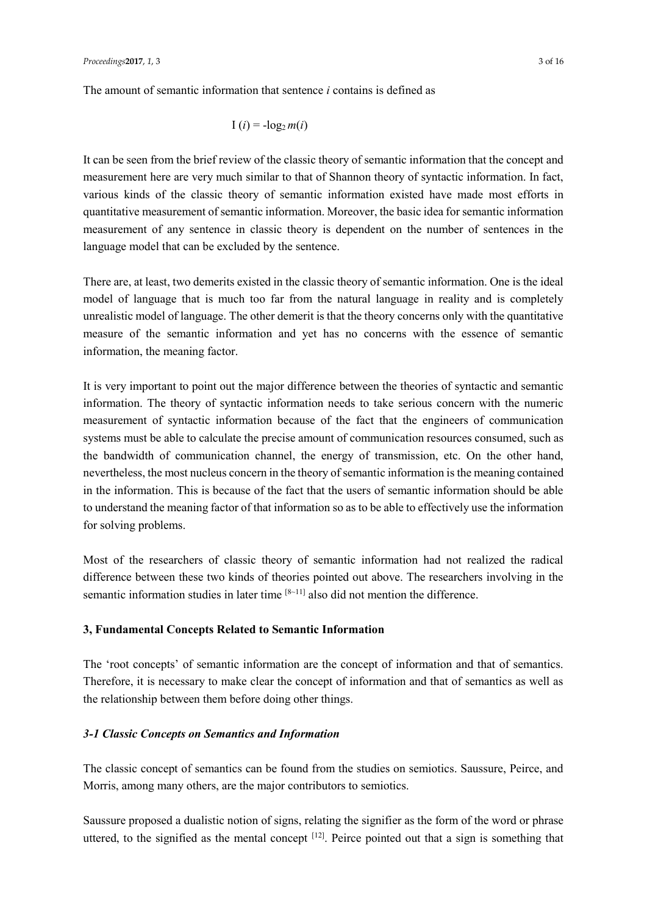The amount of semantic information that sentence $i$ contains is defined as

$$I(i) = -\log_2 m(i)$$

It can be seen from the brief review of the classic theory of semantic information that the concept and measurement here are very much similar to that of Shannon theory of syntactic information. In fact, various kinds of the classic theory of semantic information existed have made most efforts in quantitative measurement of semantic information. Moreover, the basic idea for semantic information measurement of any sentence in classic theory is dependent on the number of sentences in the language model that can be excluded by the sentence.

There are, at least, two demerits existed in the classic theory of semantic information. One is the ideal model of language that is much too far from the natural language in reality and is completely unrealistic model of language. The other demerit is that the theory concerns only with the quantitative measure of the semantic information and yet has no concerns with the essence of semantic information, the meaning factor.

It is very important to point out the major difference between the theories of syntactic and semantic information. The theory of syntactic information needs to take serious concern with the numeric measurement of syntactic information because of the fact that the engineers of communication systems must be able to calculate the precise amount of communication resources consumed, such as the bandwidth of communication channel, the energy of transmission, etc. On the other hand, nevertheless, the most nucleus concern in the theory of semantic information is the meaning contained in the information. This is because of the fact that the users of semantic information should be able to understand the meaning factor of that information so as to be able to effectively use the information for solving problems.

Most of the researchers of classic theory of semantic information had not realized the radical difference between these two kinds of theories pointed out above. The researchers involving in the semantic information studies in later time [8~11] also did not mention the difference.

## 3, Fundamental Concepts Related to Semantic Information

The 'root concepts' of semantic information are the concept of information and that of semantics. Therefore, it is necessary to make clear the concept of information and that of semantics as well as the relationship between them before doing other things.

### *3-1 Classic Concepts on Semantics and Information*

The classic concept of semantics can be found from the studies on semiotics. Saussure, Peirce, and Morris, among many others, are the major contributors to semiotics.

Saussure proposed a dualistic notion of signs, relating the signifier as the form of the word or phrase uttered, to the signified as the mental concept [12]. Peirce pointed out that a sign is something that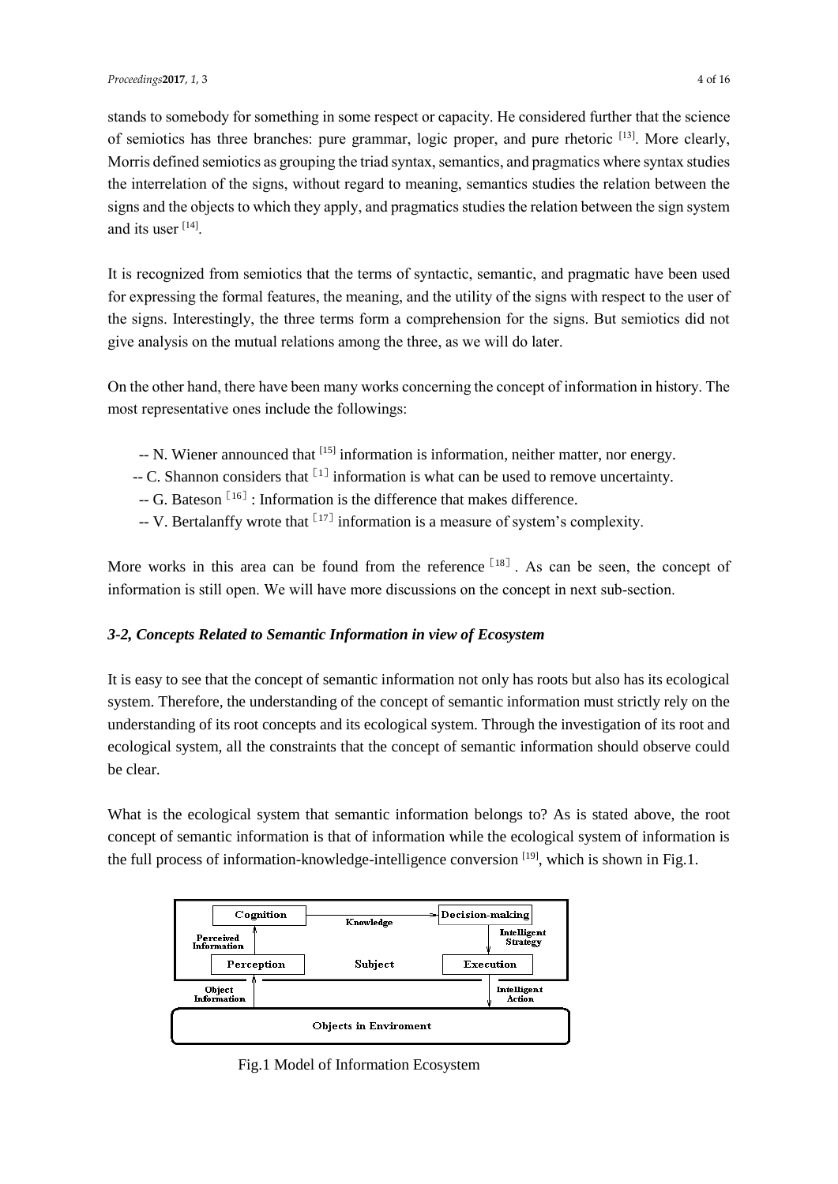stands to somebody for something in some respect or capacity. He considered further that the science of semiotics has three branches: pure grammar, logic proper, and pure rhetoric [13]. More clearly, Morris defined semiotics as grouping the triad syntax, semantics, and pragmatics where syntax studies the interrelation of the signs, without regard to meaning, semantics studies the relation between the signs and the objects to which they apply, and pragmatics studies the relation between the sign system and its user [14].

It is recognized from semiotics that the terms of syntactic, semantic, and pragmatic have been used for expressing the formal features, the meaning, and the utility of the signs with respect to the user of the signs. Interestingly, the three terms form a comprehension for the signs. But semiotics did not give analysis on the mutual relations among the three, as we will do later.

On the other hand, there have been many works concerning the concept of information in history. The most representative ones include the followings:

-- N. Wiener announced that [15] information is information, neither matter, nor energy.
-- C. Shannon considers that [1] information is what can be used to remove uncertainty.
-- G. Bateson [16] : Information is the difference that makes difference.
-- V. Bertalanffy wrote that [17] information is a measure of system's complexity.

More works in this area can be found from the reference [18] . As can be seen, the concept of information is still open. We will have more discussions on the concept in next sub-section.

### *3-2, Concepts Related to Semantic Information in view of Ecosystem*

It is easy to see that the concept of semantic information not only has roots but also has its ecological system. Therefore, the understanding of the concept of semantic information must strictly rely on the understanding of its root concepts and its ecological system. Through the investigation of its root and ecological system, all the constraints that the concept of semantic information should observe could be clear.

What is the ecological system that semantic information belongs to? As is stated above, the root concept of semantic information is that of information while the ecological system of information is the full process of information-knowledge-intelligence conversion [19], which is shown in Fig.1.

Cognition — Knowledge → Decision-making

Perceived Information ↑ | Intelligent Strategy ↓

Perception | Subject | Execution

Object Information ↑ | Intelligent Action ↓

Objects in Enviroment

Fig.1 Model of Information Ecosystem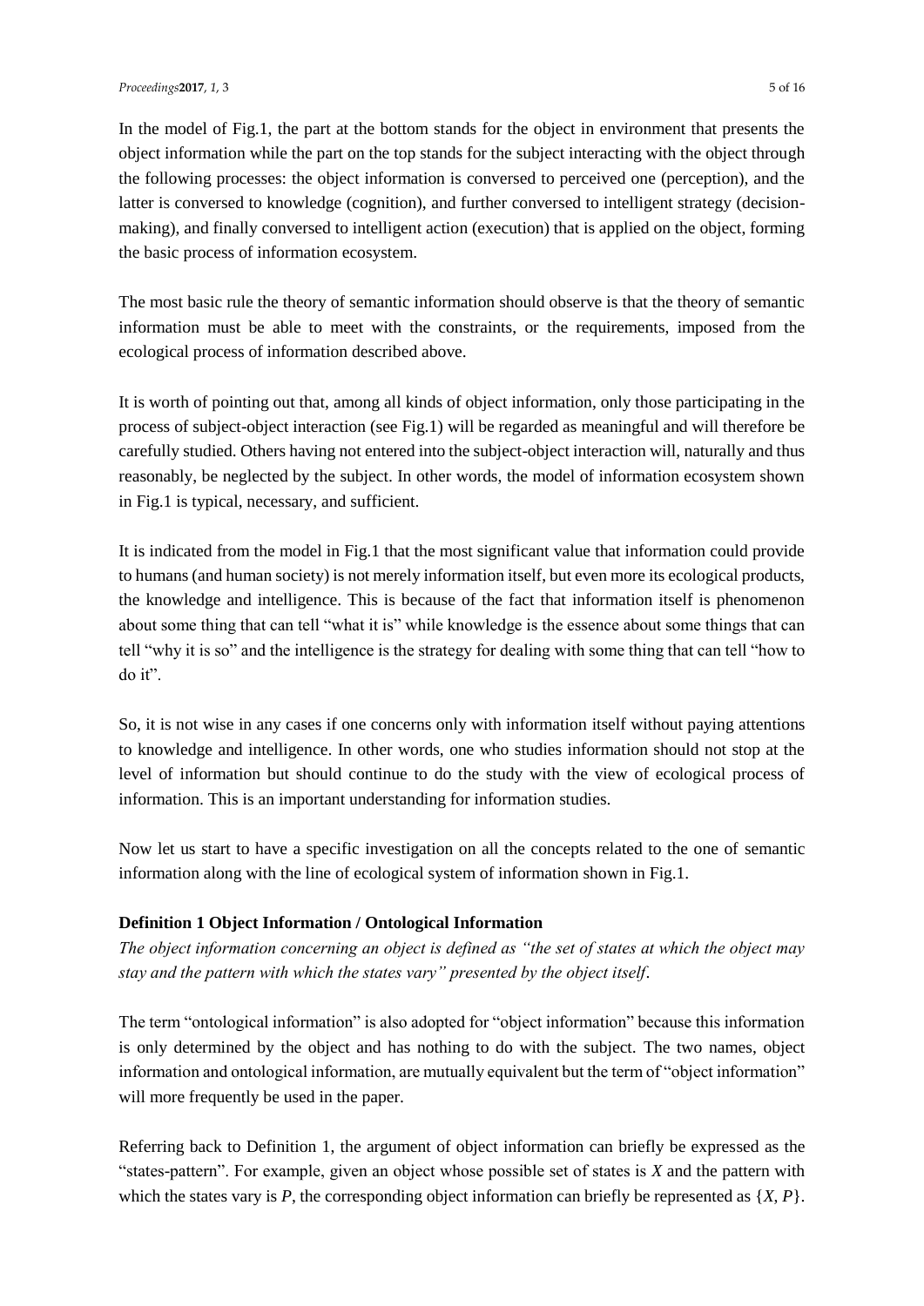In the model of Fig.1, the part at the bottom stands for the object in environment that presents the object information while the part on the top stands for the subject interacting with the object through the following processes: the object information is conversed to perceived one (perception), and the latter is conversed to knowledge (cognition), and further conversed to intelligent strategy (decision-making), and finally conversed to intelligent action (execution) that is applied on the object, forming the basic process of information ecosystem.

The most basic rule the theory of semantic information should observe is that the theory of semantic information must be able to meet with the constraints, or the requirements, imposed from the ecological process of information described above.

It is worth of pointing out that, among all kinds of object information, only those participating in the process of subject-object interaction (see Fig.1) will be regarded as meaningful and will therefore be carefully studied. Others having not entered into the subject-object interaction will, naturally and thus reasonably, be neglected by the subject. In other words, the model of information ecosystem shown in Fig.1 is typical, necessary, and sufficient.

It is indicated from the model in Fig.1 that the most significant value that information could provide to humans (and human society) is not merely information itself, but even more its ecological products, the knowledge and intelligence. This is because of the fact that information itself is phenomenon about some thing that can tell "what it is" while knowledge is the essence about some things that can tell "why it is so" and the intelligence is the strategy for dealing with some thing that can tell "how to do it".

So, it is not wise in any cases if one concerns only with information itself without paying attentions to knowledge and intelligence. In other words, one who studies information should not stop at the level of information but should continue to do the study with the view of ecological process of information. This is an important understanding for information studies.

Now let us start to have a specific investigation on all the concepts related to the one of semantic information along with the line of ecological system of information shown in Fig.1.

**Definition 1 Object Information / Ontological Information**

*The object information concerning an object is defined as "the set of states at which the object may stay and the pattern with which the states vary" presented by the object itself.*

The term "ontological information" is also adopted for "object information" because this information is only determined by the object and has nothing to do with the subject. The two names, object information and ontological information, are mutually equivalent but the term of "object information" will more frequently be used in the paper.

Referring back to Definition 1, the argument of object information can briefly be expressed as the "states-pattern". For example, given an object whose possible set of states is $X$ and the pattern with which the states vary is $P$, the corresponding object information can briefly be represented as $\{X, P\}$.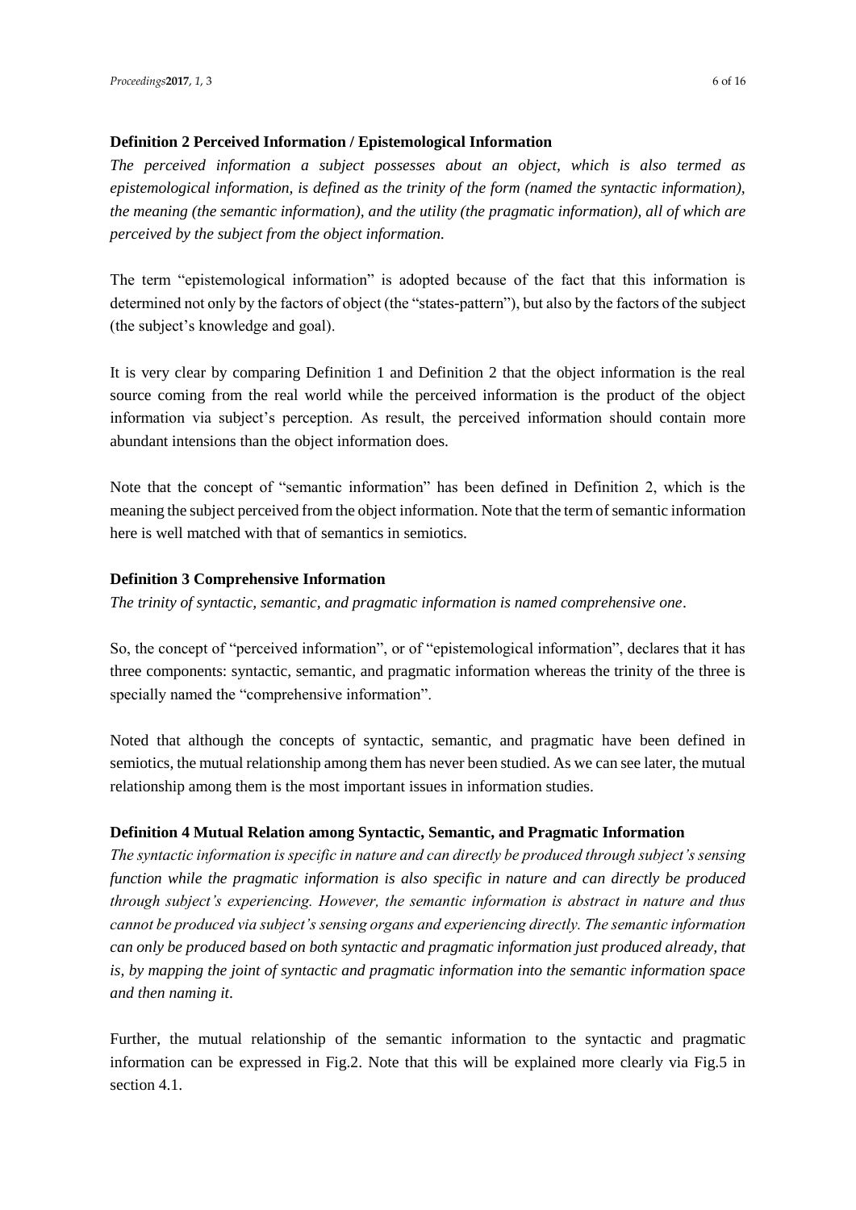**Definition 2 Perceived Information / Epistemological Information**

*The perceived information a subject possesses about an object, which is also termed as epistemological information, is defined as the trinity of the form (named the syntactic information), the meaning (the semantic information), and the utility (the pragmatic information), all of which are perceived by the subject from the object information.*

The term "epistemological information" is adopted because of the fact that this information is determined not only by the factors of object (the "states-pattern"), but also by the factors of the subject (the subject's knowledge and goal).

It is very clear by comparing Definition 1 and Definition 2 that the object information is the real source coming from the real world while the perceived information is the product of the object information via subject's perception. As result, the perceived information should contain more abundant intensions than the object information does.

Note that the concept of "semantic information" has been defined in Definition 2, which is the meaning the subject perceived from the object information. Note that the term of semantic information here is well matched with that of semantics in semiotics.

**Definition 3 Comprehensive Information**

*The trinity of syntactic, semantic, and pragmatic information is named comprehensive one*.

So, the concept of "perceived information", or of "epistemological information", declares that it has three components: syntactic, semantic, and pragmatic information whereas the trinity of the three is specially named the "comprehensive information".

Noted that although the concepts of syntactic, semantic, and pragmatic have been defined in semiotics, the mutual relationship among them has never been studied. As we can see later, the mutual relationship among them is the most important issues in information studies.

**Definition 4 Mutual Relation among Syntactic, Semantic, and Pragmatic Information**

*The syntactic information is specific in nature and can directly be produced through subject's sensing function while the pragmatic information is also specific in nature and can directly be produced through subject's experiencing. However, the semantic information is abstract in nature and thus cannot be produced via subject's sensing organs and experiencing directly. The semantic information can only be produced based on both syntactic and pragmatic information just produced already, that is, by mapping the joint of syntactic and pragmatic information into the semantic information space and then naming it*.

Further, the mutual relationship of the semantic information to the syntactic and pragmatic information can be expressed in Fig.2. Note that this will be explained more clearly via Fig.5 in section 4.1.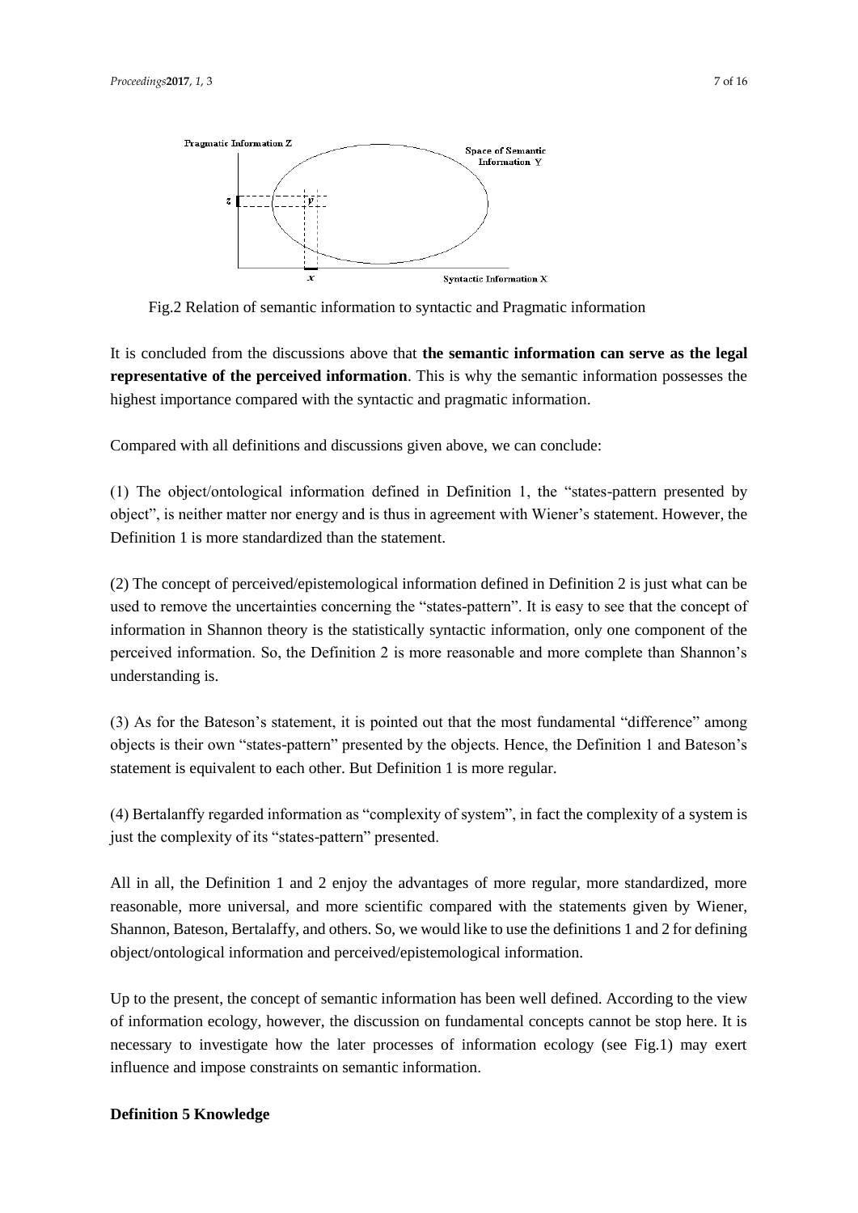Fig.2 Relation of semantic information to syntactic and Pragmatic information

It is concluded from the discussions above that **the semantic information can serve as the legal representative of the perceived information**. This is why the semantic information possesses the highest importance compared with the syntactic and pragmatic information.

Compared with all definitions and discussions given above, we can conclude:

(1) The object/ontological information defined in Definition 1, the "states-pattern presented by object", is neither matter nor energy and is thus in agreement with Wiener's statement. However, the Definition 1 is more standardized than the statement.

(2) The concept of perceived/epistemological information defined in Definition 2 is just what can be used to remove the uncertainties concerning the "states-pattern". It is easy to see that the concept of information in Shannon theory is the statistically syntactic information, only one component of the perceived information. So, the Definition 2 is more reasonable and more complete than Shannon's understanding is.

(3) As for the Bateson's statement, it is pointed out that the most fundamental "difference" among objects is their own "states-pattern" presented by the objects. Hence, the Definition 1 and Bateson's statement is equivalent to each other. But Definition 1 is more regular.

(4) Bertalanffy regarded information as "complexity of system", in fact the complexity of a system is just the complexity of its "states-pattern" presented.

All in all, the Definition 1 and 2 enjoy the advantages of more regular, more standardized, more reasonable, more universal, and more scientific compared with the statements given by Wiener, Shannon, Bateson, Bertalaffy, and others. So, we would like to use the definitions 1 and 2 for defining object/ontological information and perceived/epistemological information.

Up to the present, the concept of semantic information has been well defined. According to the view of information ecology, however, the discussion on fundamental concepts cannot be stop here. It is necessary to investigate how the later processes of information ecology (see Fig.1) may exert influence and impose constraints on semantic information.

**Definition 5 Knowledge**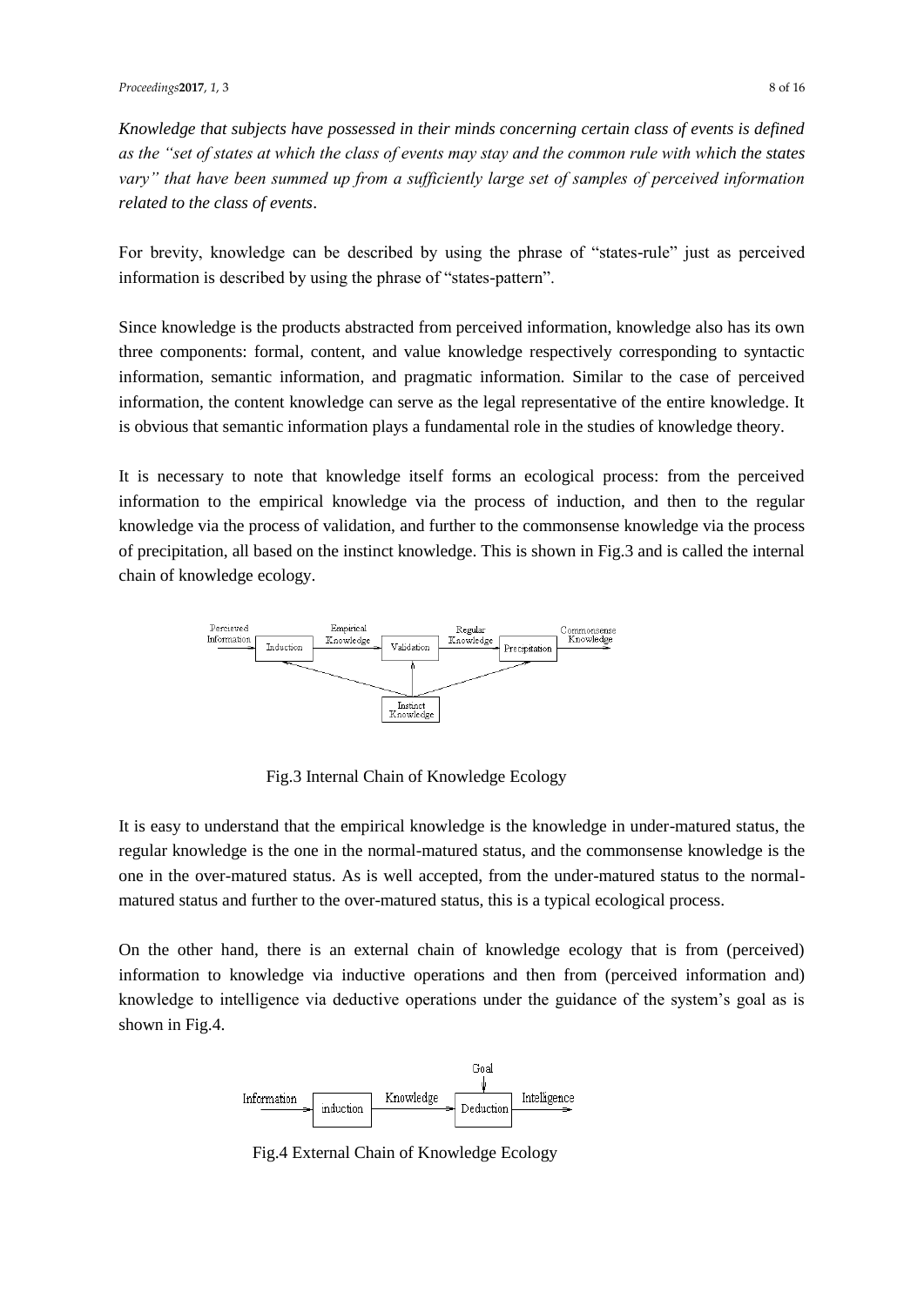*Knowledge that subjects have possessed in their minds concerning certain class of events is defined as the "set of states at which the class of events may stay and the common rule with which the states vary" that have been summed up from a sufficiently large set of samples of perceived information related to the class of events*.

For brevity, knowledge can be described by using the phrase of "states-rule" just as perceived information is described by using the phrase of "states-pattern".

Since knowledge is the products abstracted from perceived information, knowledge also has its own three components: formal, content, and value knowledge respectively corresponding to syntactic information, semantic information, and pragmatic information. Similar to the case of perceived information, the content knowledge can serve as the legal representative of the entire knowledge. It is obvious that semantic information plays a fundamental role in the studies of knowledge theory.

It is necessary to note that knowledge itself forms an ecological process: from the perceived information to the empirical knowledge via the process of induction, and then to the regular knowledge via the process of validation, and further to the commonsense knowledge via the process of precipitation, all based on the instinct knowledge. This is shown in Fig.3 and is called the internal chain of knowledge ecology.

Fig.3 Internal Chain of Knowledge Ecology

It is easy to understand that the empirical knowledge is the knowledge in under-matured status, the regular knowledge is the one in the normal-matured status, and the commonsense knowledge is the one in the over-matured status. As is well accepted, from the under-matured status to the normal-matured status and further to the over-matured status, this is a typical ecological process.

On the other hand, there is an external chain of knowledge ecology that is from (perceived) information to knowledge via inductive operations and then from (perceived information and) knowledge to intelligence via deductive operations under the guidance of the system's goal as is shown in Fig.4.

Fig.4 External Chain of Knowledge Ecology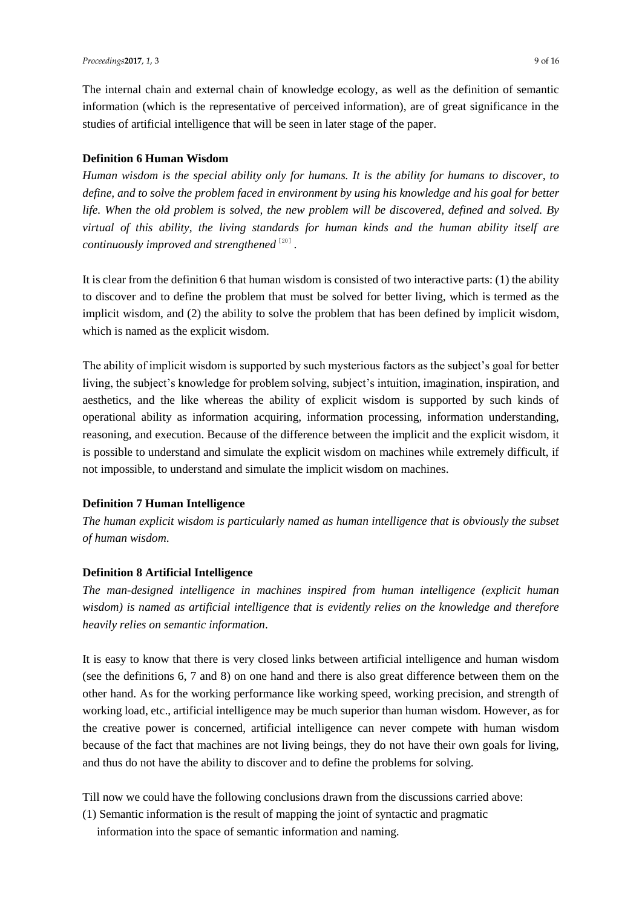The internal chain and external chain of knowledge ecology, as well as the definition of semantic information (which is the representative of perceived information), are of great significance in the studies of artificial intelligence that will be seen in later stage of the paper.

**Definition 6 Human Wisdom**

*Human wisdom is the special ability only for humans. It is the ability for humans to discover, to define, and to solve the problem faced in environment by using his knowledge and his goal for better life. When the old problem is solved, the new problem will be discovered, defined and solved. By virtual of this ability, the living standards for human kinds and the human ability itself are continuously improved and strengthened* [20].

It is clear from the definition 6 that human wisdom is consisted of two interactive parts: (1) the ability to discover and to define the problem that must be solved for better living, which is termed as the implicit wisdom, and (2) the ability to solve the problem that has been defined by implicit wisdom, which is named as the explicit wisdom.

The ability of implicit wisdom is supported by such mysterious factors as the subject's goal for better living, the subject's knowledge for problem solving, subject's intuition, imagination, inspiration, and aesthetics, and the like whereas the ability of explicit wisdom is supported by such kinds of operational ability as information acquiring, information processing, information understanding, reasoning, and execution. Because of the difference between the implicit and the explicit wisdom, it is possible to understand and simulate the explicit wisdom on machines while extremely difficult, if not impossible, to understand and simulate the implicit wisdom on machines.

**Definition 7 Human Intelligence**

*The human explicit wisdom is particularly named as human intelligence that is obviously the subset of human wisdom.*

**Definition 8 Artificial Intelligence**

*The man-designed intelligence in machines inspired from human intelligence (explicit human wisdom) is named as artificial intelligence that is evidently relies on the knowledge and therefore heavily relies on semantic information.*

It is easy to know that there is very closed links between artificial intelligence and human wisdom (see the definitions 6, 7 and 8) on one hand and there is also great difference between them on the other hand. As for the working performance like working speed, working precision, and strength of working load, etc., artificial intelligence may be much superior than human wisdom. However, as for the creative power is concerned, artificial intelligence can never compete with human wisdom because of the fact that machines are not living beings, they do not have their own goals for living, and thus do not have the ability to discover and to define the problems for solving.

Till now we could have the following conclusions drawn from the discussions carried above:

(1) Semantic information is the result of mapping the joint of syntactic and pragmatic information into the space of semantic information and naming.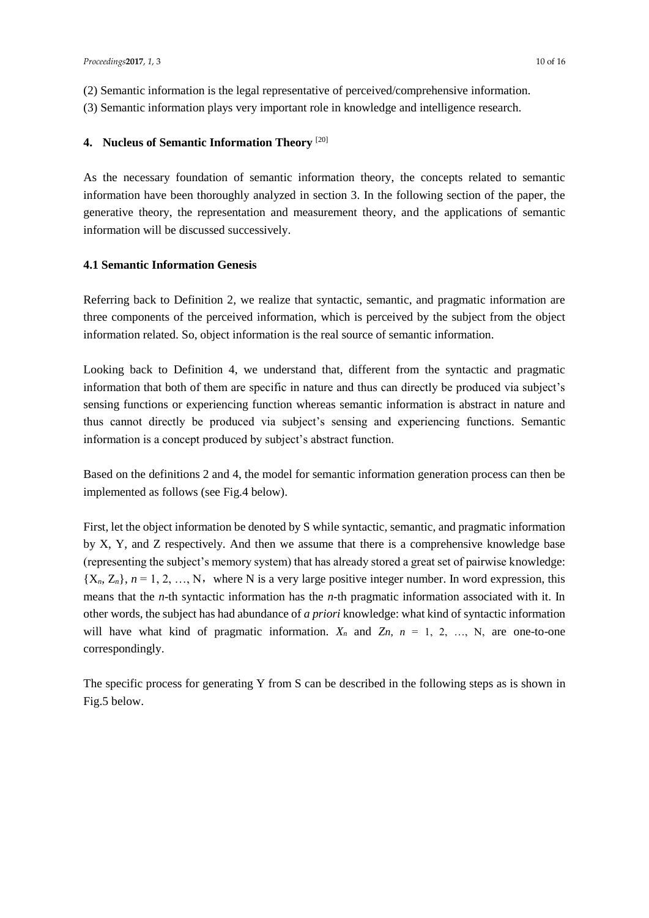(2) Semantic information is the legal representative of perceived/comprehensive information.

(3) Semantic information plays very important role in knowledge and intelligence research.

## 4. Nucleus of Semantic Information Theory [20]

As the necessary foundation of semantic information theory, the concepts related to semantic information have been thoroughly analyzed in section 3. In the following section of the paper, the generative theory, the representation and measurement theory, and the applications of semantic information will be discussed successively.

### 4.1 Semantic Information Genesis

Referring back to Definition 2, we realize that syntactic, semantic, and pragmatic information are three components of the perceived information, which is perceived by the subject from the object information related. So, object information is the real source of semantic information.

Looking back to Definition 4, we understand that, different from the syntactic and pragmatic information that both of them are specific in nature and thus can directly be produced via subject's sensing functions or experiencing function whereas semantic information is abstract in nature and thus cannot directly be produced via subject's sensing and experiencing functions. Semantic information is a concept produced by subject's abstract function.

Based on the definitions 2 and 4, the model for semantic information generation process can then be implemented as follows (see Fig.4 below).

First, let the object information be denoted by S while syntactic, semantic, and pragmatic information by X, Y, and Z respectively. And then we assume that there is a comprehensive knowledge base (representing the subject's memory system) that has already stored a great set of pairwise knowledge: $\{X_n, Z_n\}$, $n = 1, 2, \ldots, N$, where N is a very large positive integer number. In word expression, this means that the *n*-th syntactic information has the *n*-th pragmatic information associated with it. In other words, the subject has had abundance of *a priori* knowledge: what kind of syntactic information will have what kind of pragmatic information. $X_n$ and $Z_n$, $n = 1, 2, \ldots, N$, are one-to-one correspondingly.

The specific process for generating Y from S can be described in the following steps as is shown in Fig.5 below.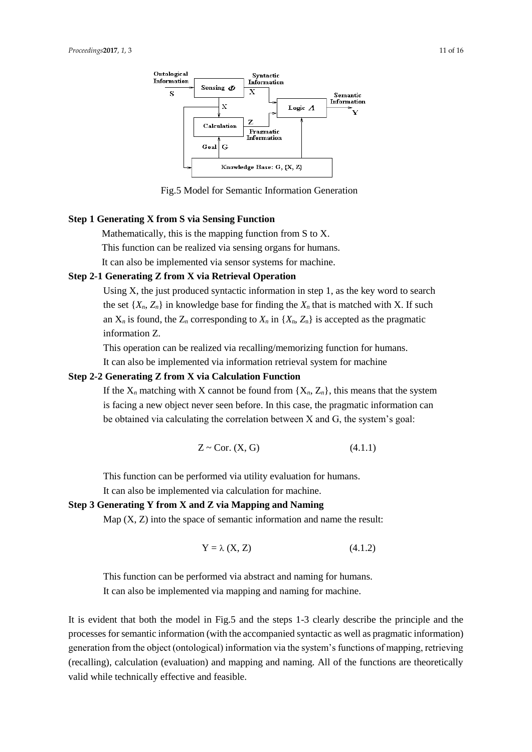Fig.5 Model for Semantic Information Generation

**Step 1 Generating X from S via Sensing Function**

Mathematically, this is the mapping function from S to X.

This function can be realized via sensing organs for humans.

It can also be implemented via sensor systems for machine.

**Step 2-1 Generating Z from X via Retrieval Operation**

Using X, the just produced syntactic information in step 1, as the key word to search the set $\{X_n, Z_n\}$ in knowledge base for finding the $X_n$ that is matched with X. If such an $X_n$ is found, the $Z_n$ corresponding to $X_n$ in $\{X_n, Z_n\}$ is accepted as the pragmatic information Z.

This operation can be realized via recalling/memorizing function for humans.

It can also be implemented via information retrieval system for machine

**Step 2-2 Generating Z from X via Calculation Function**

If the $X_n$ matching with X cannot be found from $\{X_n, Z_n\}$, this means that the system is facing a new object never seen before. In this case, the pragmatic information can be obtained via calculating the correlation between X and G, the system's goal:

$$Z \sim \text{Cor.}\ (X, G) \tag{4.1.1}$$

This function can be performed via utility evaluation for humans.

It can also be implemented via calculation for machine.

**Step 3 Generating Y from X and Z via Mapping and Naming**

Map (X, Z) into the space of semantic information and name the result:

$$Y = \lambda\ (X, Z) \tag{4.1.2}$$

This function can be performed via abstract and naming for humans.

It can also be implemented via mapping and naming for machine.

It is evident that both the model in Fig.5 and the steps 1-3 clearly describe the principle and the processes for semantic information (with the accompanied syntactic as well as pragmatic information) generation from the object (ontological) information via the system's functions of mapping, retrieving (recalling), calculation (evaluation) and mapping and naming. All of the functions are theoretically valid while technically effective and feasible.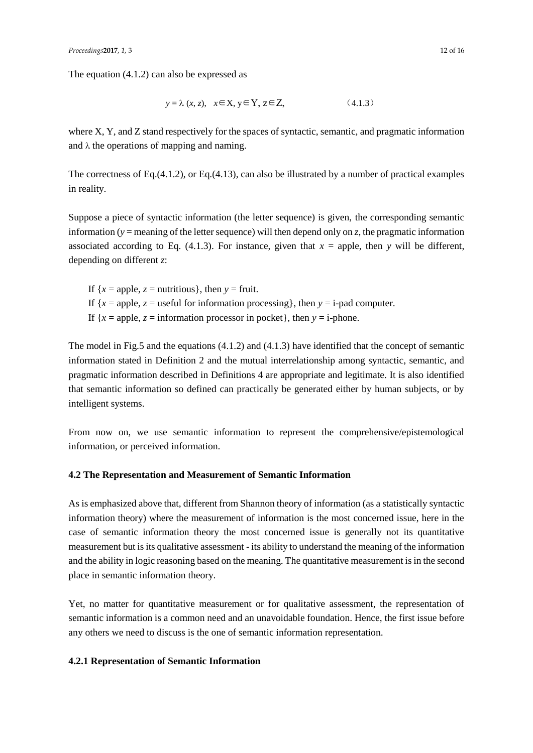The equation (4.1.2) can also be expressed as

$$y = \lambda\,(x, z), \quad x \in \mathrm{X},\ y \in \mathrm{Y},\ z \in \mathrm{Z}, \qquad (4.1.3)$$

where X, Y, and Z stand respectively for the spaces of syntactic, semantic, and pragmatic information and $\lambda$ the operations of mapping and naming.

The correctness of Eq.(4.1.2), or Eq.(4.13), can also be illustrated by a number of practical examples in reality.

Suppose a piece of syntactic information (the letter sequence) is given, the corresponding semantic information ($y$ = meaning of the letter sequence) will then depend only on $z$, the pragmatic information associated according to Eq. (4.1.3). For instance, given that $x$ = apple, then $y$ will be different, depending on different $z$:

If $\{x$ = apple, $z$ = nutritious$\}$, then $y$ = fruit.
If $\{x$ = apple, $z$ = useful for information processing$\}$, then $y$ = i-pad computer.
If $\{x$ = apple, $z$ = information processor in pocket$\}$, then $y$ = i-phone.

The model in Fig.5 and the equations (4.1.2) and (4.1.3) have identified that the concept of semantic information stated in Definition 2 and the mutual interrelationship among syntactic, semantic, and pragmatic information described in Definitions 4 are appropriate and legitimate. It is also identified that semantic information so defined can practically be generated either by human subjects, or by intelligent systems.

From now on, we use semantic information to represent the comprehensive/epistemological information, or perceived information.

### 4.2 The Representation and Measurement of Semantic Information

As is emphasized above that, different from Shannon theory of information (as a statistically syntactic information theory) where the measurement of information is the most concerned issue, here in the case of semantic information theory the most concerned issue is generally not its quantitative measurement but is its qualitative assessment - its ability to understand the meaning of the information and the ability in logic reasoning based on the meaning. The quantitative measurement is in the second place in semantic information theory.

Yet, no matter for quantitative measurement or for qualitative assessment, the representation of semantic information is a common need and an unavoidable foundation. Hence, the first issue before any others we need to discuss is the one of semantic information representation.

#### 4.2.1 Representation of Semantic Information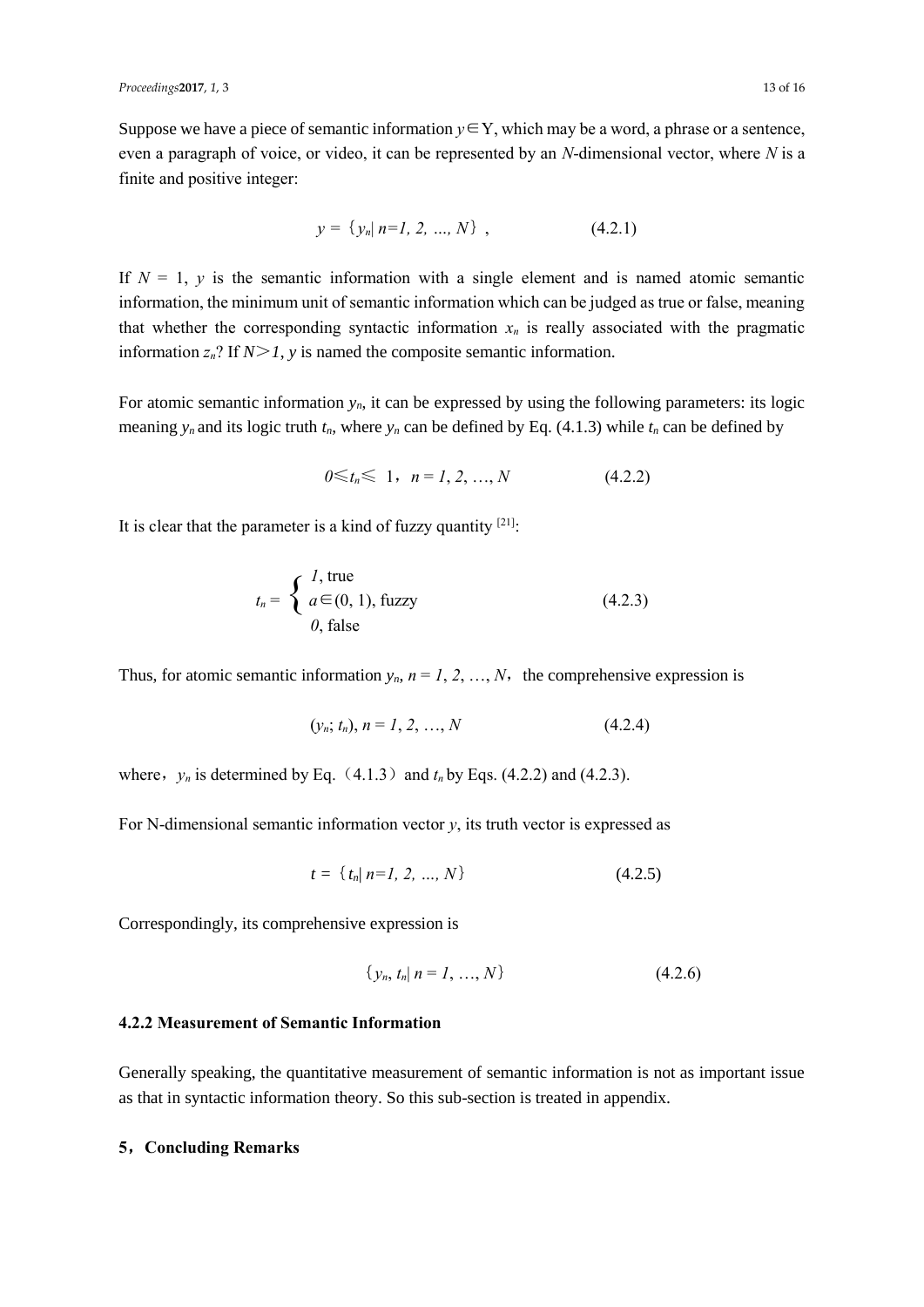Suppose we have a piece of semantic information $y \in Y$, which may be a word, a phrase or a sentence, even a paragraph of voice, or video, it can be represented by an $N$-dimensional vector, where $N$ is a finite and positive integer:

$$y = \{y_n | n=1, 2, ..., N\}, \qquad (4.2.1)$$

If $N = 1$, $y$ is the semantic information with a single element and is named atomic semantic information, the minimum unit of semantic information which can be judged as true or false, meaning that whether the corresponding syntactic information $x_n$ is really associated with the pragmatic information $z_n$? If $N > 1$, $y$ is named the composite semantic information.

For atomic semantic information $y_n$, it can be expressed by using the following parameters: its logic meaning $y_n$ and its logic truth $t_n$, where $y_n$ can be defined by Eq. (4.1.3) while $t_n$ can be defined by

$$0 \leqslant t_n \leqslant 1, \quad n = 1, 2, \ldots, N \qquad (4.2.2)$$

It is clear that the parameter is a kind of fuzzy quantity [21]:

$$t_n = \begin{cases} 1, \text{ true} \\ a \in (0, 1), \text{ fuzzy} \\ 0, \text{ false} \end{cases} \qquad (4.2.3)$$

Thus, for atomic semantic information $y_n$, $n = 1, 2, \ldots, N$, the comprehensive expression is

$$(y_n; t_n), \; n = 1, 2, \ldots, N \qquad (4.2.4)$$

where, $y_n$ is determined by Eq. (4.1.3) and $t_n$ by Eqs. (4.2.2) and (4.2.3).

For N-dimensional semantic information vector $y$, its truth vector is expressed as

$$t = \{t_n | n=1, 2, ..., N\} \qquad (4.2.5)$$

Correspondingly, its comprehensive expression is

$$\{y_n, t_n | n = 1, \ldots, N\} \qquad (4.2.6)$$

#### 4.2.2 Measurement of Semantic Information

Generally speaking, the quantitative measurement of semantic information is not as important issue as that in syntactic information theory. So this sub-section is treated in appendix.

## 5, Concluding Remarks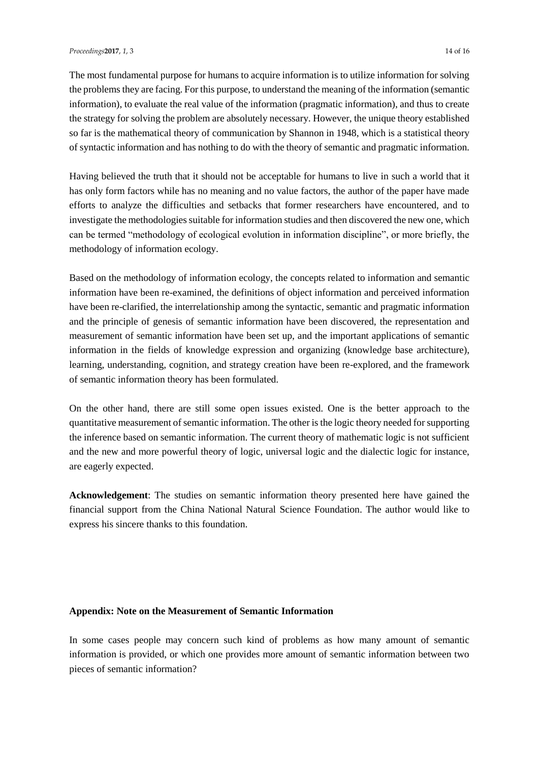The most fundamental purpose for humans to acquire information is to utilize information for solving the problems they are facing. For this purpose, to understand the meaning of the information (semantic information), to evaluate the real value of the information (pragmatic information), and thus to create the strategy for solving the problem are absolutely necessary. However, the unique theory established so far is the mathematical theory of communication by Shannon in 1948, which is a statistical theory of syntactic information and has nothing to do with the theory of semantic and pragmatic information.

Having believed the truth that it should not be acceptable for humans to live in such a world that it has only form factors while has no meaning and no value factors, the author of the paper have made efforts to analyze the difficulties and setbacks that former researchers have encountered, and to investigate the methodologies suitable for information studies and then discovered the new one, which can be termed "methodology of ecological evolution in information discipline", or more briefly, the methodology of information ecology.

Based on the methodology of information ecology, the concepts related to information and semantic information have been re-examined, the definitions of object information and perceived information have been re-clarified, the interrelationship among the syntactic, semantic and pragmatic information and the principle of genesis of semantic information have been discovered, the representation and measurement of semantic information have been set up, and the important applications of semantic information in the fields of knowledge expression and organizing (knowledge base architecture), learning, understanding, cognition, and strategy creation have been re-explored, and the framework of semantic information theory has been formulated.

On the other hand, there are still some open issues existed. One is the better approach to the quantitative measurement of semantic information. The other is the logic theory needed for supporting the inference based on semantic information. The current theory of mathematic logic is not sufficient and the new and more powerful theory of logic, universal logic and the dialectic logic for instance, are eagerly expected.

**Acknowledgement**: The studies on semantic information theory presented here have gained the financial support from the China National Natural Science Foundation. The author would like to express his sincere thanks to this foundation.

**Appendix: Note on the Measurement of Semantic Information**

In some cases people may concern such kind of problems as how many amount of semantic information is provided, or which one provides more amount of semantic information between two pieces of semantic information?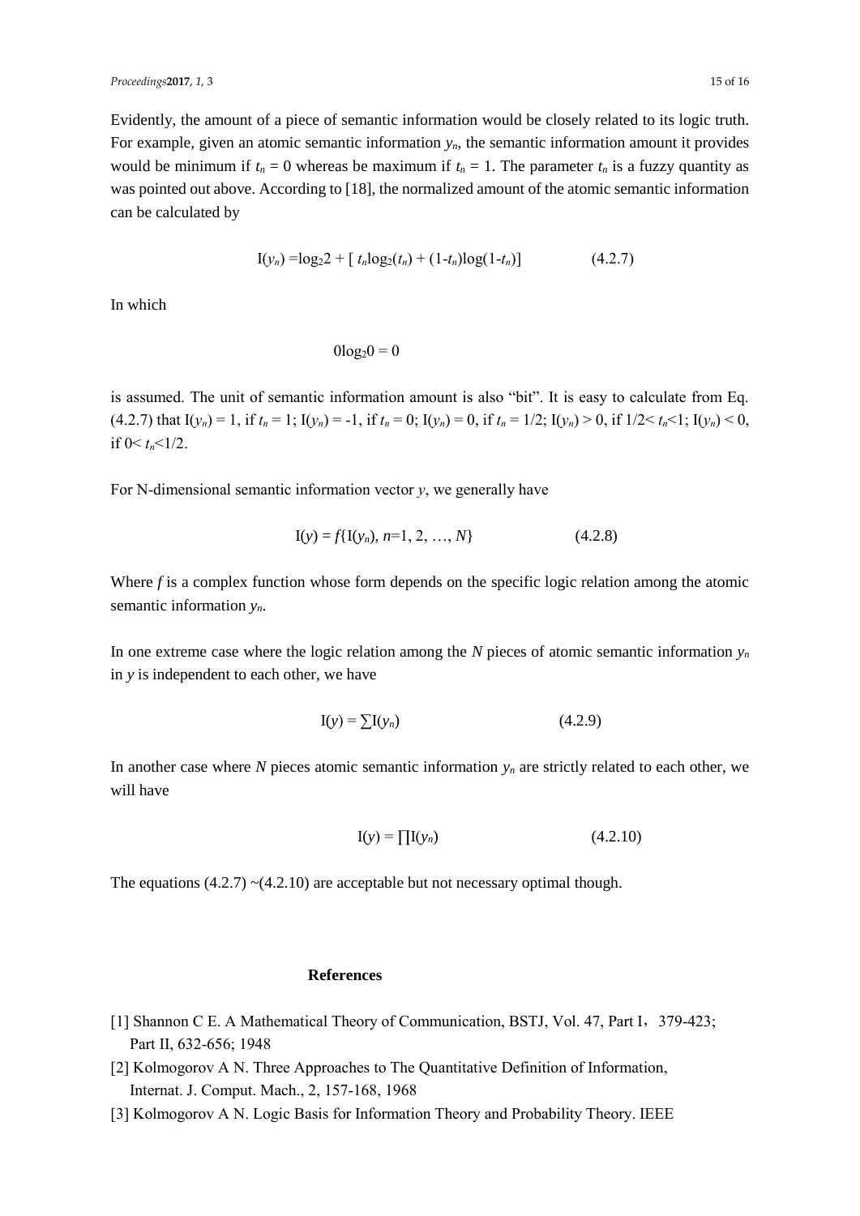Evidently, the amount of a piece of semantic information would be closely related to its logic truth. For example, given an atomic semantic information $y_n$, the semantic information amount it provides would be minimum if $t_n = 0$ whereas be maximum if $t_n = 1$. The parameter $t_n$ is a fuzzy quantity as was pointed out above. According to [18], the normalized amount of the atomic semantic information can be calculated by

$$\mathrm{I}(y_n) = \log_2 2 + [\, t_n \log_2(t_n) + (1-t_n)\log(1-t_n)] \qquad (4.2.7)$$

In which

$$0\log_2 0 = 0$$

is assumed. The unit of semantic information amount is also "bit". It is easy to calculate from Eq. (4.2.7) that $\mathrm{I}(y_n) = 1$, if $t_n = 1$; $\mathrm{I}(y_n) = -1$, if $t_n = 0$; $\mathrm{I}(y_n) = 0$, if $t_n = 1/2$; $\mathrm{I}(y_n) > 0$, if $1/2 < t_n < 1$; $\mathrm{I}(y_n) < 0$, if $0 < t_n < 1/2$.

For N-dimensional semantic information vector $y$, we generally have

$$\mathrm{I}(y) = f\{\mathrm{I}(y_n), n=1, 2, \ldots, N\} \qquad (4.2.8)$$

Where $f$ is a complex function whose form depends on the specific logic relation among the atomic semantic information $y_n$.

In one extreme case where the logic relation among the $N$ pieces of atomic semantic information $y_n$ in $y$ is independent to each other, we have

$$\mathrm{I}(y) = \sum \mathrm{I}(y_n) \qquad (4.2.9)$$

In another case where $N$ pieces atomic semantic information $y_n$ are strictly related to each other, we will have

$$\mathrm{I}(y) = \prod \mathrm{I}(y_n) \qquad (4.2.10)$$

The equations (4.2.7) ~(4.2.10) are acceptable but not necessary optimal though.

## References

[1] Shannon C E. A Mathematical Theory of Communication, BSTJ, Vol. 47, Part I，379-423; Part II, 632-656; 1948

[2] Kolmogorov A N. Three Approaches to The Quantitative Definition of Information, Internat. J. Comput. Mach., 2, 157-168, 1968

[3] Kolmogorov A N. Logic Basis for Information Theory and Probability Theory. IEEE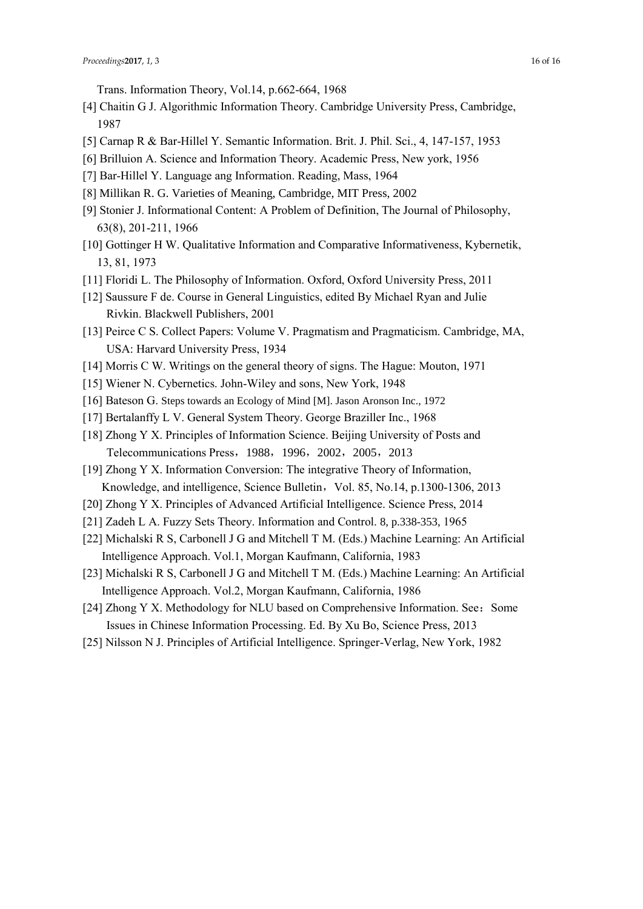Trans. Information Theory, Vol.14, p.662-664, 1968

[4] Chaitin G J. Algorithmic Information Theory. Cambridge University Press, Cambridge, 1987

[5] Carnap R & Bar-Hillel Y. Semantic Information. Brit. J. Phil. Sci., 4, 147-157, 1953

[6] Brilluion A. Science and Information Theory. Academic Press, New york, 1956

[7] Bar-Hillel Y. Language ang Information. Reading, Mass, 1964

[8] Millikan R. G. Varieties of Meaning, Cambridge, MIT Press, 2002

[9] Stonier J. Informational Content: A Problem of Definition, The Journal of Philosophy, 63(8), 201-211, 1966

[10] Gottinger H W. Qualitative Information and Comparative Informativeness, Kybernetik, 13, 81, 1973

[11] Floridi L. The Philosophy of Information. Oxford, Oxford University Press, 2011

[12] Saussure F de. Course in General Linguistics, edited By Michael Ryan and Julie Rivkin. Blackwell Publishers, 2001

[13] Peirce C S. Collect Papers: Volume V. Pragmatism and Pragmaticism. Cambridge, MA, USA: Harvard University Press, 1934

[14] Morris C W. Writings on the general theory of signs. The Hague: Mouton, 1971

[15] Wiener N. Cybernetics. John-Wiley and sons, New York, 1948

[16] Bateson G. Steps towards an Ecology of Mind [M]. Jason Aronson Inc., 1972

[17] Bertalanffy L V. General System Theory. George Braziller Inc., 1968

[18] Zhong Y X. Principles of Information Science. Beijing University of Posts and Telecommunications Press，1988，1996，2002，2005，2013

[19] Zhong Y X. Information Conversion: The integrative Theory of Information, Knowledge, and intelligence, Science Bulletin，Vol. 85, No.14, p.1300-1306, 2013

[20] Zhong Y X. Principles of Advanced Artificial Intelligence. Science Press, 2014

[21] Zadeh L A. Fuzzy Sets Theory. Information and Control. 8, p.338-353, 1965

[22] Michalski R S, Carbonell J G and Mitchell T M. (Eds.) Machine Learning: An Artificial Intelligence Approach. Vol.1, Morgan Kaufmann, California, 1983

[23] Michalski R S, Carbonell J G and Mitchell T M. (Eds.) Machine Learning: An Artificial Intelligence Approach. Vol.2, Morgan Kaufmann, California, 1986

[24] Zhong Y X. Methodology for NLU based on Comprehensive Information. See：Some Issues in Chinese Information Processing. Ed. By Xu Bo, Science Press, 2013

[25] Nilsson N J. Principles of Artificial Intelligence. Springer-Verlag, New York, 1982